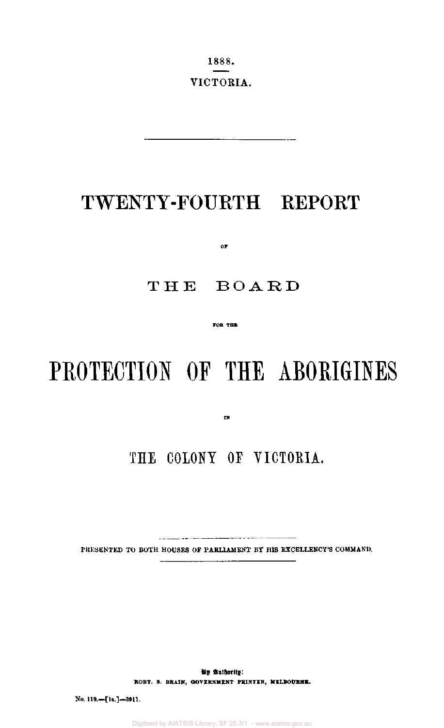1888.

VICTORIA.

# TWENTY-FOURTH REPORT

OF

# THE BOARD

FOR THE

# PROTECTION OF THE ABORIGINES

IN

# THE COLONY OF VICTORIA.

PRESENTED TO BOTH HOUSES OF PARLIAMENT BY HIS EXCELLENCY'S COMMAND.

By Authority:
ROBT. S. BRAIN, GOVERNMENT PRINTER, MELBOURNE.

No. 119.—[1s.]—3911.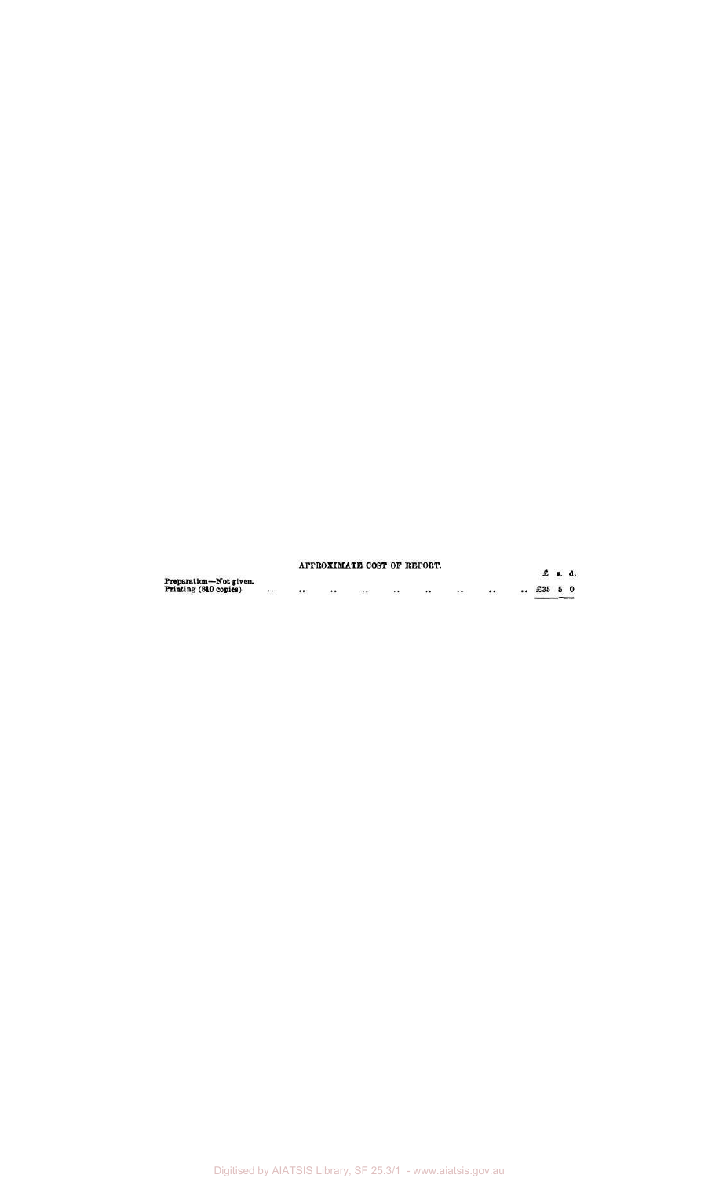APPROXIMATE COST OF REPORT.

| | £ | s. | d. |
|---|---|---|---|
| Preparation—Not given. | | | |
| Printing (810 copies) .. .. .. .. .. .. .. .. .. | £35 | 5 | 0 |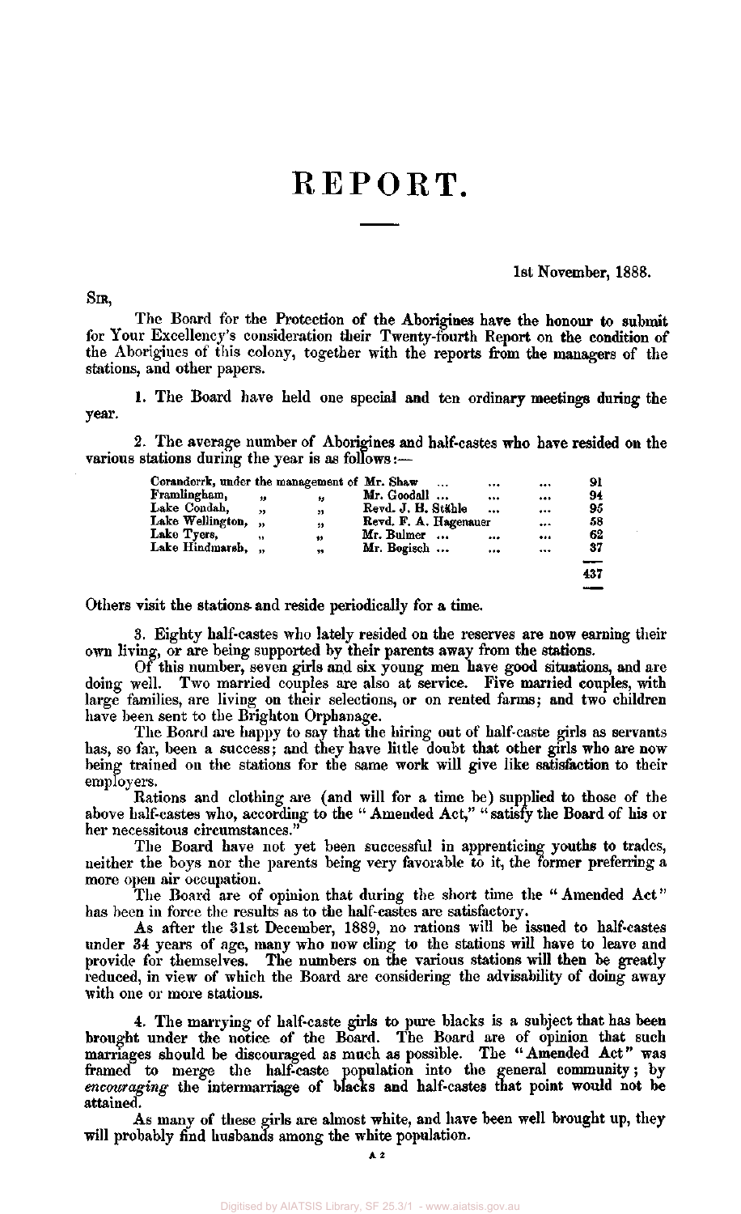# REPORT.

1st November, 1888.

SIR,

The Board for the Protection of the Aborigines have the honour to submit for Your Excellency's consideration their Twenty-fourth Report on the condition of the Aborigines of this colony, together with the reports from the managers of the stations, and other papers.

1. The Board have held one special and ten ordinary meetings during the year.

2. The average number of Aborigines and half-castes who have resided on the various stations during the year is as follows:—

| Station | | Manager | Number |
|---|---|---|---|
| Coranderrk, | under the management of | Mr. Shaw ... ... ... | 91 |
| Framlingham, | " " | Mr. Goodall ... ... ... | 94 |
| Lake Condah, | " " | Revd. J. H. Stähle ... ... | 95 |
| Lake Wellington, | " " | Revd. F. A. Hagenauer ... | 58 |
| Lake Tyers, | " " | Mr. Bulmer ... ... ... | 62 |
| Lake Hindmarsh, | " " | Mr. Bogisch ... ... ... | 37 |
| | | | 437 |

Others visit the stations and reside periodically for a time.

3. Eighty half-castes who lately resided on the reserves are now earning their own living, or are being supported by their parents away from the stations.

Of this number, seven girls and six young men have good situations, and are doing well. Two married couples are also at service. Five married couples, with large families, are living on their selections, or on rented farms; and two children have been sent to the Brighton Orphanage.

The Board are happy to say that the hiring out of half-caste girls as servants has, so far, been a success; and they have little doubt that other girls who are now being trained on the stations for the same work will give like satisfaction to their employers.

Rations and clothing are (and will for a time be) supplied to those of the above half-castes who, according to the "Amended Act," "satisfy the Board of his or her necessitous circumstances."

The Board have not yet been successful in apprenticing youths to trades, neither the boys nor the parents being very favorable to it, the former preferring a more open air occupation.

The Board are of opinion that during the short time the "Amended Act" has been in force the results as to the half-castes are satisfactory.

As after the 31st December, 1889, no rations will be issued to half-castes under 34 years of age, many who now cling to the stations will have to leave and provide for themselves. The numbers on the various stations will then be greatly reduced, in view of which the Board are considering the advisability of doing away with one or more stations.

4. The marrying of half-caste girls to pure blacks is a subject that has been brought under the notice of the Board. The Board are of opinion that such marriages should be discouraged as much as possible. The "Amended Act" was framed to merge the half-caste population into the general community; by *encouraging* the intermarriage of blacks and half-castes that point would not be attained.

As many of these girls are almost white, and have been well brought up, they will probably find husbands among the white population.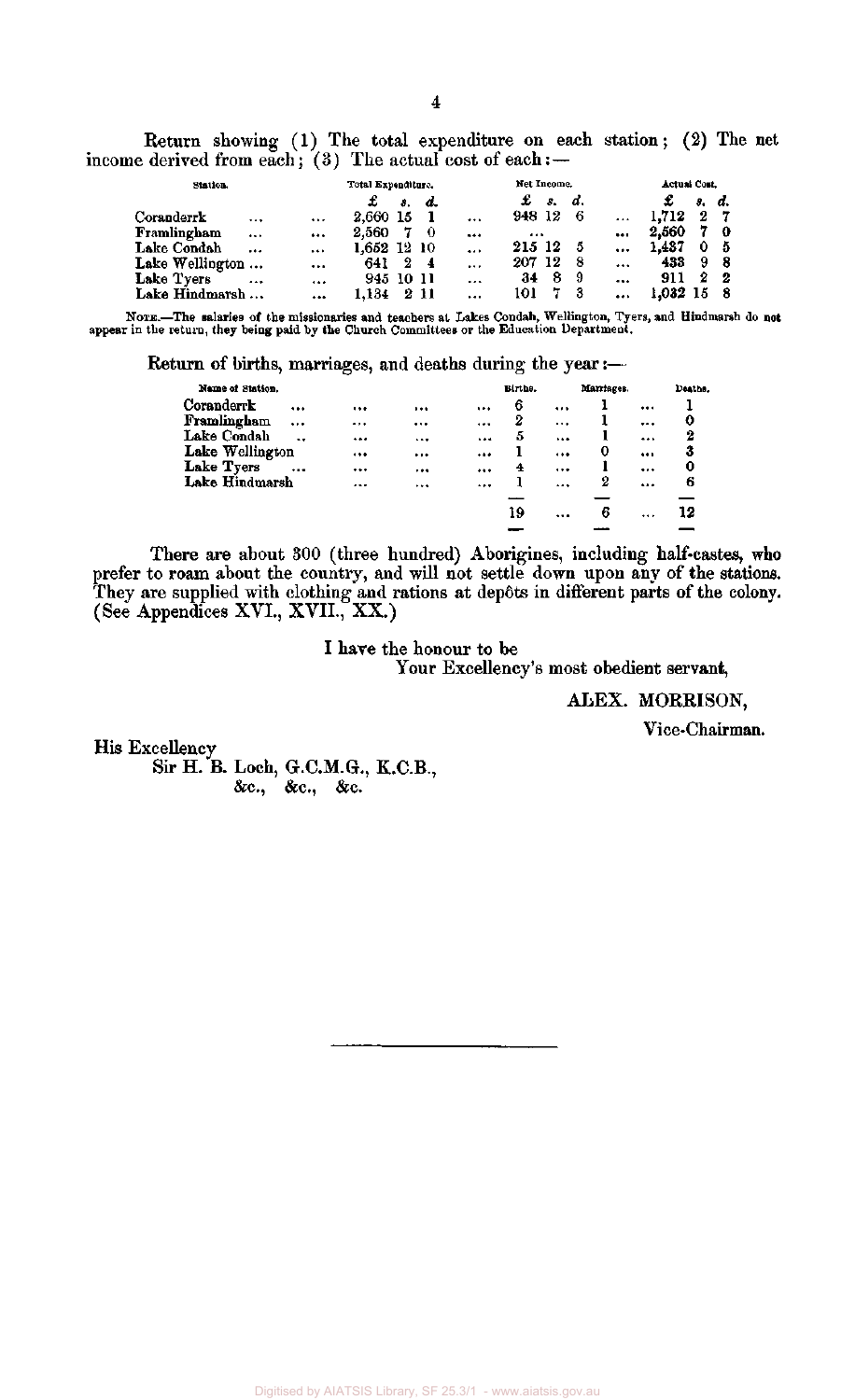Return showing (1) The total expenditure on each station; (2) The net income derived from each; (3) The actual cost of each:—

| Station. | Total Expenditure. | Net Income. | Actual Cost. |
|---|---|---|---|
| | £ s. d. | £ s. d. | £ s. d. |
| Coranderrk | 2,660 15 1 | 948 12 6 | 1,712 2 7 |
| Framlingham | 2,560 7 0 | ... | 2,560 7 0 |
| Lake Condah | 1,652 12 10 | 215 12 5 | 1,437 0 5 |
| Lake Wellington | 641 2 4 | 207 12 8 | 433 9 8 |
| Lake Tyers | 945 10 11 | 34 8 9 | 911 2 2 |
| Lake Hindmarsh | 1,134 2 11 | 101 7 3 | 1,032 15 8 |

NOTE.—The salaries of the missionaries and teachers at Lakes Condah, Wellington, Tyers, and Hindmarsh do not appear in the return, they being paid by the Church Committees or the Education Department.

Return of births, marriages, and deaths during the year:—

| Name of Station. | Births. | Marriages. | Deaths. |
|---|---|---|---|
| Coranderrk | 6 | 1 | 1 |
| Framlingham | 2 | 1 | 0 |
| Lake Condah | 5 | 1 | 2 |
| Lake Wellington | 1 | 0 | 3 |
| Lake Tyers | 4 | 1 | 0 |
| Lake Hindmarsh | 1 | 2 | 6 |
| | 19 | 6 | 12 |

There are about 300 (three hundred) Aborigines, including half-castes, who prefer to roam about the country, and will not settle down upon any of the stations. They are supplied with clothing and rations at depôts in different parts of the colony. (See Appendices XVI., XVII., XX.)

I have the honour to be
Your Excellency's most obedient servant,

ALEX. MORRISON,
Vice-Chairman.

His Excellency
Sir H. B. Loch, G.C.M.G., K.C.B.,
&c., &c., &c.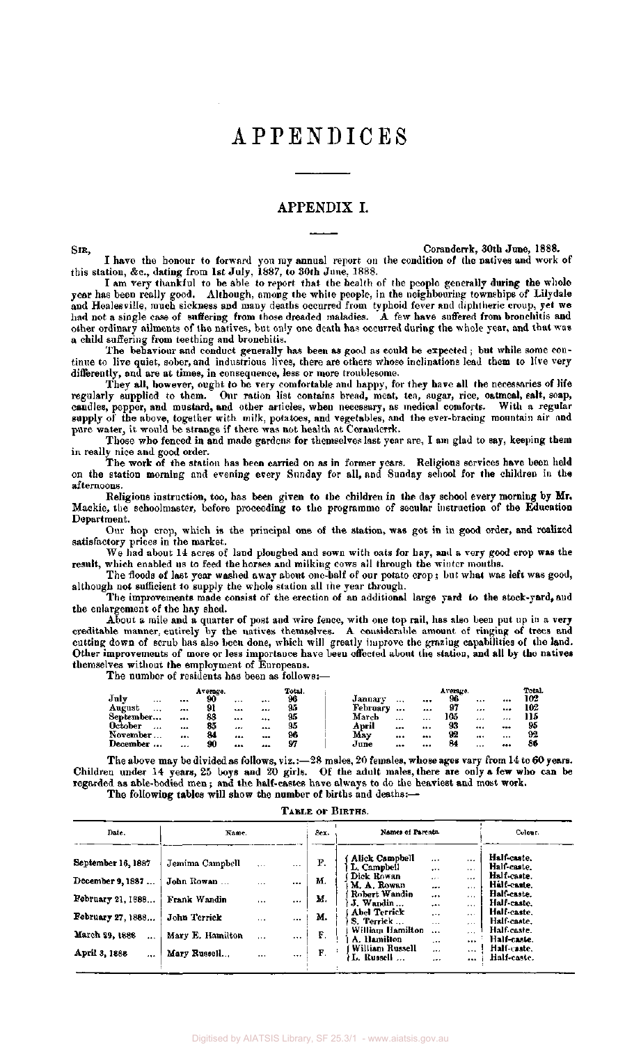# APPENDICES

## APPENDIX I.

SIR, Coranderrk, 30th June, 1888.

I have the honour to forward you my annual report on the condition of the natives and work of this station, &c., dating from 1st July, 1887, to 30th June, 1888.

I am very thankful to be able to report that the health of the people generally during the whole year has been really good. Although, among the white people, in the neighbouring townships of Lilydale and Healesville, much sickness and many deaths occurred from typhoid fever and diphtheric croup, yet we had not a single case of suffering from those dreaded maladies. A few have suffered from bronchitis and other ordinary ailments of the natives, but only one death has occurred during the whole year, and that was a child suffering from teething and bronchitis.

The behaviour and conduct generally has been as good as could be expected; but while some continue to live quiet, sober, and industrious lives, there are others whose inclinations lead them to live very differently, and are at times, in consequence, less or more troublesome.

They all, however, ought to be very comfortable and happy, for they have all the necessaries of life regularly supplied to them. Our ration list contains bread, meat, tea, sugar, rice, oatmeal, salt, soap, candles, pepper, and mustard, and other articles, when necessary, as medical comforts. With a regular supply of the above, together with milk, potatoes, and vegetables, and the ever-bracing mountain air and pure water, it would be strange if there was not health at Coranderrk.

Those who fenced in and made gardens for themselves last year are, I am glad to say, keeping them in really nice and good order.

The work of the station has been carried on as in former years. Religious services have been held on the station morning and evening every Sunday for all, and Sunday school for the children in the afternoons.

Religious instruction, too, has been given to the children in the day school every morning by Mr. Mackie, the schoolmaster, before proceeding to the programme of secular instruction of the Education Department.

Our hop crop, which is the principal one of the station, was got in in good order, and realized satisfactory prices in the market.

We had about 14 acres of land ploughed and sown with oats for hay, and a very good crop was the result, which enabled us to feed the horses and milking cows all through the winter months.

The floods of last year washed away about one-half of our potato crop; but what was left was good, although not sufficient to supply the whole station all the year through.

The improvements made consist of the erection of an additional large yard to the stock-yard, and the enlargement of the hay shed.

About a mile and a quarter of post and wire fence, with one top rail, has also been put up in a very creditable manner, entirely by the natives themselves. A considerable amount of ringing of trees and cutting down of scrub has also been done, which will greatly improve the grazing capabilities of the land. Other improvements of more or less importance have been effected about the station, and all by the natives themselves without the employment of Europeans.

The number of residents has been as follows:—

| | Average. | Total. | | Average. | Total. |
|---|---|---|---|---|---|
| July | 90 | 96 | January | 96 | 102 |
| August | 91 | 95 | February | 97 | 102 |
| September | 83 | 95 | March | 105 | 115 |
| October | 85 | 95 | April | 93 | 95 |
| November | 84 | 96 | May | 92 | 92 |
| December | 90 | 97 | June | 84 | 86 |

The above may be divided as follows, viz.:—28 males, 20 females, whose ages vary from 14 to 60 years. Children under 14 years, 25 boys and 20 girls. Of the adult males, there are only a few who can be regarded as able-bodied men; and the half-castes have always to do the heaviest and most work.

The following tables will show the number of births and deaths:—

TABLE OF BIRTHS.

| Date. | Name. | Sex. | Names of Parents. | Colour. |
|---|---|---|---|---|
| September 16, 1887 | Jemima Campbell | F. | Alick Campbell<br>L. Campbell | Half-caste.<br>Half-caste. |
| December 9, 1887 | John Rowan | M. | Dick Rowan<br>M. A. Rowan | Half-caste.<br>Half-caste. |
| February 21, 1888 | Frank Wandin | M. | Robert Wandin<br>J. Wandin | Half-caste.<br>Half-caste. |
| February 27, 1888 | John Terrick | M. | Abel Terrick<br>S. Terrick | Half-caste.<br>Half-caste. |
| March 29, 1888 | Mary E. Hamilton | F. | William Hamilton<br>A. Hamilton | Half-caste.<br>Half-caste. |
| April 3, 1888 | Mary Russell | F. | William Russell<br>L. Russell | Half-caste.<br>Half-caste. |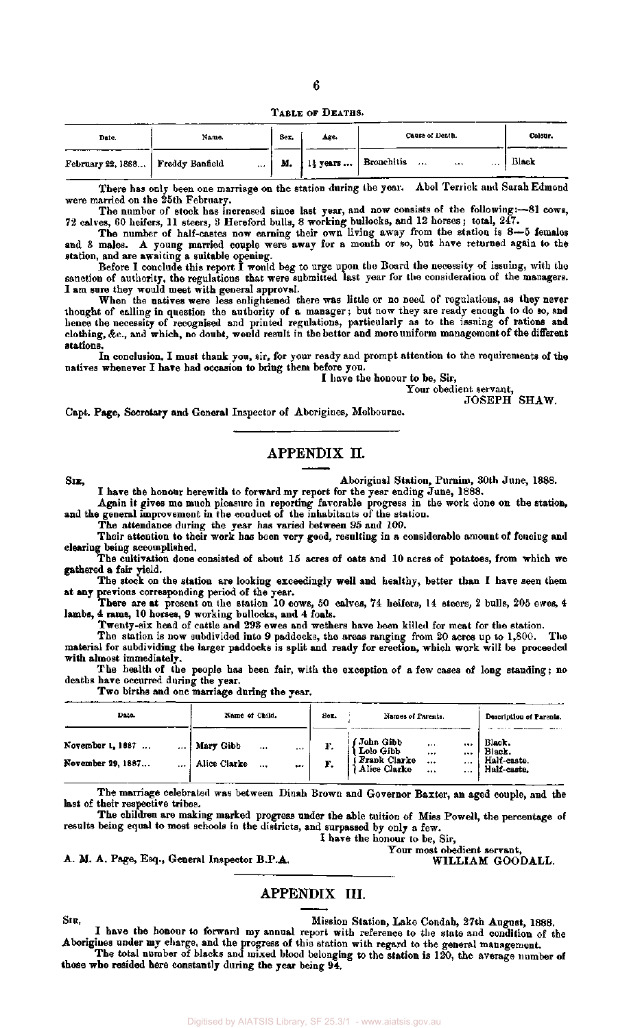TABLE OF DEATHS.

| Date. | Name. | Sex. | Age. | Cause of Death. | Colour. |
|---|---|---|---|---|---|
| February 22, 1888... | Freddy Banfield ... | M. | 1½ years ... | Bronchitis ... ... ... | Black |

There has only been one marriage on the station during the year. Abel Terrick and Sarah Edmond were married on the 25th February.

The number of stock has increased since last year, and now consists of the following:—81 cows, 72 calves, 60 heifers, 11 steers, 3 Hereford bulls, 8 working bullocks, and 12 horses; total, 247.

The number of half-castes now earning their own living away from the station is 8—5 females and 3 males. A young married couple were away for a month or so, but have returned again to the station, and are awaiting a suitable opening.

Before I conclude this report I would beg to urge upon the Board the necessity of issuing, with the sanction of authority, the regulations that were submitted last year for the consideration of the managers. I am sure they would meet with general approval.

When the natives were less enlightened there was little or no need of regulations, as they never thought of calling in question the authority of a manager; but now they are ready enough to do so, and hence the necessity of recognised and printed regulations, particularly as to the issuing of rations and clothing, &c., and which, no doubt, would result in the better and more uniform management of the different stations.

In conclusion, I must thank you, sir, for your ready and prompt attention to the requirements of the natives whenever I have had occasion to bring them before you.

I have the honour to be, Sir,

Your obedient servant,

JOSEPH SHAW.

Capt. Page, Secretary and General Inspector of Aborigines, Melbourne.

## APPENDIX II.

SIR, Aboriginal Station, Purnim, 30th June, 1888.

I have the honour herewith to forward my report for the year ending June, 1888.

Again it gives me much pleasure in reporting favorable progress in the work done on the station, and the general improvement in the conduct of the inhabitants of the station.

The attendance during the year has varied between 95 and 100.

Their attention to their work has been very good, resulting in a considerable amount of fencing and clearing being accomplished.

The cultivation done consisted of about 15 acres of oats and 10 acres of potatoes, from which we gathered a fair yield.

The stock on the station are looking exceedingly well and healthy, better than I have seen them at any previous corresponding period of the year.

There are at present on the station 10 cows, 50 calves, 74 heifers, 14 steers, 2 bulls, 205 ewes, 4 lambs, 4 rams, 10 horses, 9 working bullocks, and 4 foals.

Twenty-six head of cattle and 298 ewes and wethers have been killed for meat for the station.

The station is now subdivided into 9 paddocks, the areas ranging from 20 acres up to 1,800. The material for subdividing the larger paddocks is split and ready for erection, which work will be proceeded with almost immediately.

The health of the people has been fair, with the exception of a few cases of long standing; no deaths have occurred during the year.

Two births and one marriage during the year.

| Date. | Name of Child. | Sex. | Names of Parents. | Description of Parents. |
|---|---|---|---|---|
| November 1, 1887 ... | Mary Gibb ... ... | F. | John Gibb ... ... / Lolo Gibb ... ... | Black. / Black. |
| November 29, 1887... | Alice Clarke ... ... | F. | Frank Clarke ... ... / Alice Clarke ... ... | Half-caste. / Half-caste. |

The marriage celebrated was between Dinah Brown and Governor Baxter, an aged couple, and the last of their respective tribes.

The children are making marked progress under the able tuition of Miss Powell, the percentage of results being equal to most schools in the districts, and surpassed by only a few.

I have the honour to be, Sir,

Your most obedient servant,

WILLIAM GOODALL.

A. M. A. Page, Esq., General Inspector B.P.A.

## APPENDIX III.

SIR, Mission Station, Lake Condah, 27th August, 1888.

I have the honour to forward my annual report with reference to the state and condition of the Aborigines under my charge, and the progress of this station with regard to the general management.

The total number of blacks and mixed blood belonging to the station is 120, the average number of those who resided here constantly during the year being 94.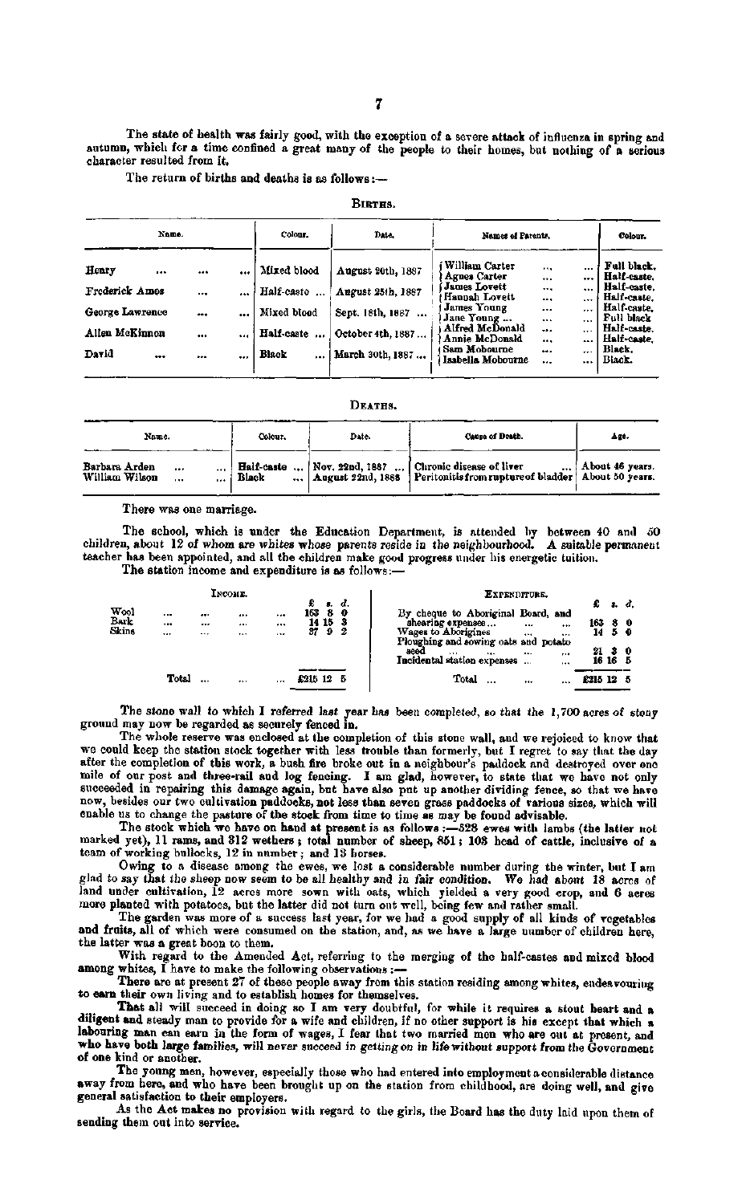The state of health was fairly good, with the exception of a severe attack of influenza in spring and autumn, which for a time confined a great many of the people to their homes, but nothing of a serious character resulted from it.

The return of births and deaths is as follows:—

### BIRTHS.

| Name. | Colour. | Date. | Names of Parents. | Colour. |
|---|---|---|---|---|
| Henry ... ... ... | Mixed blood | August 20th, 1887 | William Carter ... ...<br>Agnes Carter ... ... | Full black.<br>Half-caste. |
| Frederick Amos ... ... | Half-caste ... | August 25th, 1887 | James Lovett ... ...<br>Hannah Lovett ... ... | Half-caste.<br>Half-caste. |
| George Lawrence ... ... | Mixed blood | Sept. 18th, 1887 ... | James Young ... ...<br>Jane Young ... ... ... | Half-caste.<br>Full black |
| Allen McKinnon ... ... | Half-caste ... | October 4th, 1887... | Alfred McDonald ... ...<br>Annie McDonald ... ... | Half-caste.<br>Half-caste. |
| David ... ... ... | Black ... | March 30th, 1887 ... | Sam Mobourne ... ...<br>Isabella Mobourne ... ... | Black.<br>Black. |

### DEATHS.

| Name. | Colour. | Date. | Cause of Death. | Age. |
|---|---|---|---|---|
| Barbara Arden ... ... | Half-caste ... | Nov. 22nd, 1887 ... | Chronic disease of liver ... | About 46 years. |
| William Wilson ... ... | Black ... | August 22nd, 1888 | Peritonitis from rupture of bladder | About 50 years. |

There was one marriage.

The school, which is under the Education Department, is attended by between 40 and 50 children, about 12 of whom are whites whose parents reside in the neighbourhood. A suitable permanent teacher has been appointed, and all the children make good progress under his energetic tuition.

The station income and expenditure is as follows:—

| INCOME. | £ s. d. |
|---|---|
| Wool ... ... ... ... | 163 8 0 |
| Bark ... ... ... ... | 14 15 3 |
| Skins ... ... ... ... | 37 9 2 |
| Total ... ... ... | £215 12 5 |

| EXPENDITURE. | £ s. d. |
|---|---|
| By cheque to Aboriginal Board, and shearing expenses ... ... ... | 163 8 0 |
| Wages to Aborigines ... ... | 14 5 0 |
| Ploughing and sowing oats and potato seed ... ... ... ... | 21 3 0 |
| Incidental station expenses ... ... | 16 16 5 |
| Total ... ... ... | £215 12 5 |

The stone wall to which I referred last year has been completed, so that the 1,700 acres of stony ground may now be regarded as securely fenced in.

The whole reserve was enclosed at the completion of this stone wall, and we rejoiced to know that we could keep the station stock together with less trouble than formerly, but I regret to say that the day after the completion of this work, a bush fire broke out in a neighbour's paddock and destroyed over one mile of our post and three-rail and log fencing. I am glad, however, to state that we have not only succeeded in repairing this damage again, but have also put up another dividing fence, so that we have now, besides our two cultivation paddocks, not less than seven grass paddocks of various sizes, which will enable us to change the pasture of the stock from time to time as may be found advisable.

The stock which we have on hand at present is as follows:—528 ewes with lambs (the latter not marked yet), 11 rams, and 312 wethers; total number of sheep, 851; 103 head of cattle, inclusive of a team of working bullocks, 12 in number; and 13 horses.

Owing to a disease among the ewes, we lost a considerable number during the winter, but I am glad to say that the sheep now seem to be all healthy and in fair condition. We had about 18 acres of land under cultivation, 12 acres more sown with oats, which yielded a very good crop, and 6 acres more planted with potatoes, but the latter did not turn out well, being few and rather small.

The garden was more of a success last year, for we had a good supply of all kinds of vegetables and fruits, all of which were consumed on the station, and, as we have a large number of children here, the latter was a great boon to them.

With regard to the Amended Act, referring to the merging of the half-castes and mixed blood among whites, I have to make the following observations:—

There are at present 27 of these people away from this station residing among whites, endeavouring to earn their own living and to establish homes for themselves.

That all will succeed in doing so I am very doubtful, for while it requires a stout heart and a diligent and steady man to provide for a wife and children, if no other support is his except that which a labouring man can earn in the form of wages, I fear that two married men who are out at present, and who have both large families, will never succeed in getting on in life without support from the Government of one kind or another.

The young men, however, especially those who had entered into employment a considerable distance away from here, and who have been brought up on the station from childhood, are doing well, and give general satisfaction to their employers.

As the Act makes no provision with regard to the girls, the Board has the duty laid upon them of sending them out into service.